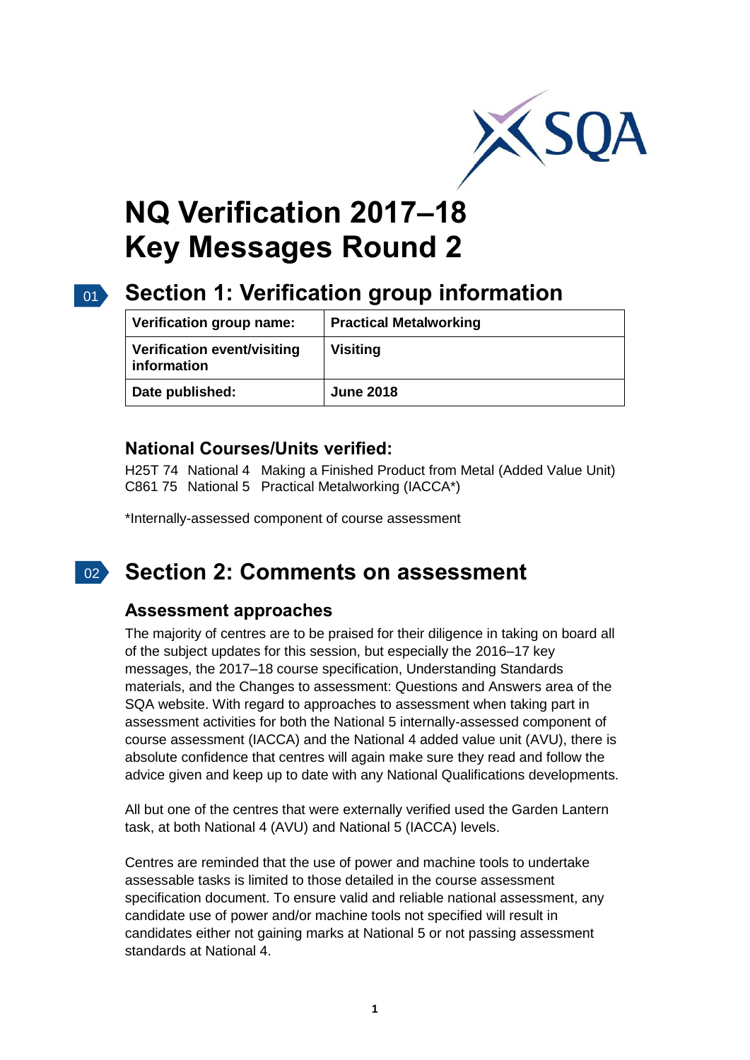# NQ Verification 2017–18 Key Messages Round 2

## Section 1: Verification group information

| Verification group name: | Practical Metalworking |
|---|---|
| Verification event/visiting information | Visiting |
| Date published: | June 2018 |

### National Courses/Units verified:

H25T 74 National 4 Making a Finished Product from Metal (Added Value Unit)
C861 75 National 5 Practical Metalworking (IACCA*)

*Internally-assessed component of course assessment

## Section 2: Comments on assessment

### Assessment approaches

The majority of centres are to be praised for their diligence in taking on board all of the subject updates for this session, but especially the 2016–17 key messages, the 2017–18 course specification, Understanding Standards materials, and the Changes to assessment: Questions and Answers area of the SQA website. With regard to approaches to assessment when taking part in assessment activities for both the National 5 internally-assessed component of course assessment (IACCA) and the National 4 added value unit (AVU), there is absolute confidence that centres will again make sure they read and follow the advice given and keep up to date with any National Qualifications developments.

All but one of the centres that were externally verified used the Garden Lantern task, at both National 4 (AVU) and National 5 (IACCA) levels.

Centres are reminded that the use of power and machine tools to undertake assessable tasks is limited to those detailed in the course assessment specification document. To ensure valid and reliable national assessment, any candidate use of power and/or machine tools not specified will result in candidates either not gaining marks at National 5 or not passing assessment standards at National 4.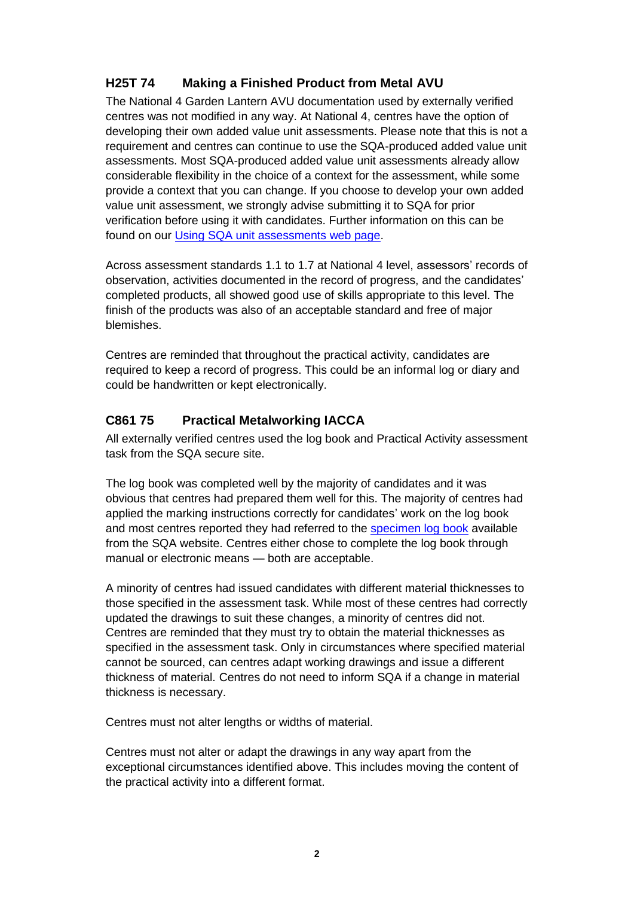### H25T 74 Making a Finished Product from Metal AVU

The National 4 Garden Lantern AVU documentation used by externally verified centres was not modified in any way. At National 4, centres have the option of developing their own added value unit assessments. Please note that this is not a requirement and centres can continue to use the SQA-produced added value unit assessments. Most SQA-produced added value unit assessments already allow considerable flexibility in the choice of a context for the assessment, while some provide a context that you can change. If you choose to develop your own added value unit assessment, we strongly advise submitting it to SQA for prior verification before using it with candidates. Further information on this can be found on our Using SQA unit assessments web page.

Across assessment standards 1.1 to 1.7 at National 4 level, assessors' records of observation, activities documented in the record of progress, and the candidates' completed products, all showed good use of skills appropriate to this level. The finish of the products was also of an acceptable standard and free of major blemishes.

Centres are reminded that throughout the practical activity, candidates are required to keep a record of progress. This could be an informal log or diary and could be handwritten or kept electronically.

### C861 75 Practical Metalworking IACCA

All externally verified centres used the log book and Practical Activity assessment task from the SQA secure site.

The log book was completed well by the majority of candidates and it was obvious that centres had prepared them well for this. The majority of centres had applied the marking instructions correctly for candidates' work on the log book and most centres reported they had referred to the specimen log book available from the SQA website. Centres either chose to complete the log book through manual or electronic means — both are acceptable.

A minority of centres had issued candidates with different material thicknesses to those specified in the assessment task. While most of these centres had correctly updated the drawings to suit these changes, a minority of centres did not. Centres are reminded that they must try to obtain the material thicknesses as specified in the assessment task. Only in circumstances where specified material cannot be sourced, can centres adapt working drawings and issue a different thickness of material. Centres do not need to inform SQA if a change in material thickness is necessary.

Centres must not alter lengths or widths of material.

Centres must not alter or adapt the drawings in any way apart from the exceptional circumstances identified above. This includes moving the content of the practical activity into a different format.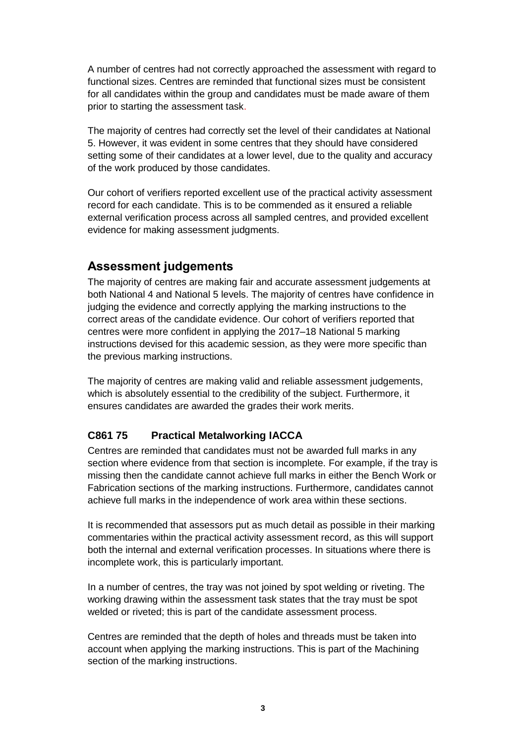A number of centres had not correctly approached the assessment with regard to functional sizes. Centres are reminded that functional sizes must be consistent for all candidates within the group and candidates must be made aware of them prior to starting the assessment task.

The majority of centres had correctly set the level of their candidates at National 5. However, it was evident in some centres that they should have considered setting some of their candidates at a lower level, due to the quality and accuracy of the work produced by those candidates.

Our cohort of verifiers reported excellent use of the practical activity assessment record for each candidate. This is to be commended as it ensured a reliable external verification process across all sampled centres, and provided excellent evidence for making assessment judgments.

## Assessment judgements

The majority of centres are making fair and accurate assessment judgements at both National 4 and National 5 levels. The majority of centres have confidence in judging the evidence and correctly applying the marking instructions to the correct areas of the candidate evidence. Our cohort of verifiers reported that centres were more confident in applying the 2017–18 National 5 marking instructions devised for this academic session, as they were more specific than the previous marking instructions.

The majority of centres are making valid and reliable assessment judgements, which is absolutely essential to the credibility of the subject. Furthermore, it ensures candidates are awarded the grades their work merits.

### C861 75 Practical Metalworking IACCA

Centres are reminded that candidates must not be awarded full marks in any section where evidence from that section is incomplete. For example, if the tray is missing then the candidate cannot achieve full marks in either the Bench Work or Fabrication sections of the marking instructions. Furthermore, candidates cannot achieve full marks in the independence of work area within these sections.

It is recommended that assessors put as much detail as possible in their marking commentaries within the practical activity assessment record, as this will support both the internal and external verification processes. In situations where there is incomplete work, this is particularly important.

In a number of centres, the tray was not joined by spot welding or riveting. The working drawing within the assessment task states that the tray must be spot welded or riveted; this is part of the candidate assessment process.

Centres are reminded that the depth of holes and threads must be taken into account when applying the marking instructions. This is part of the Machining section of the marking instructions.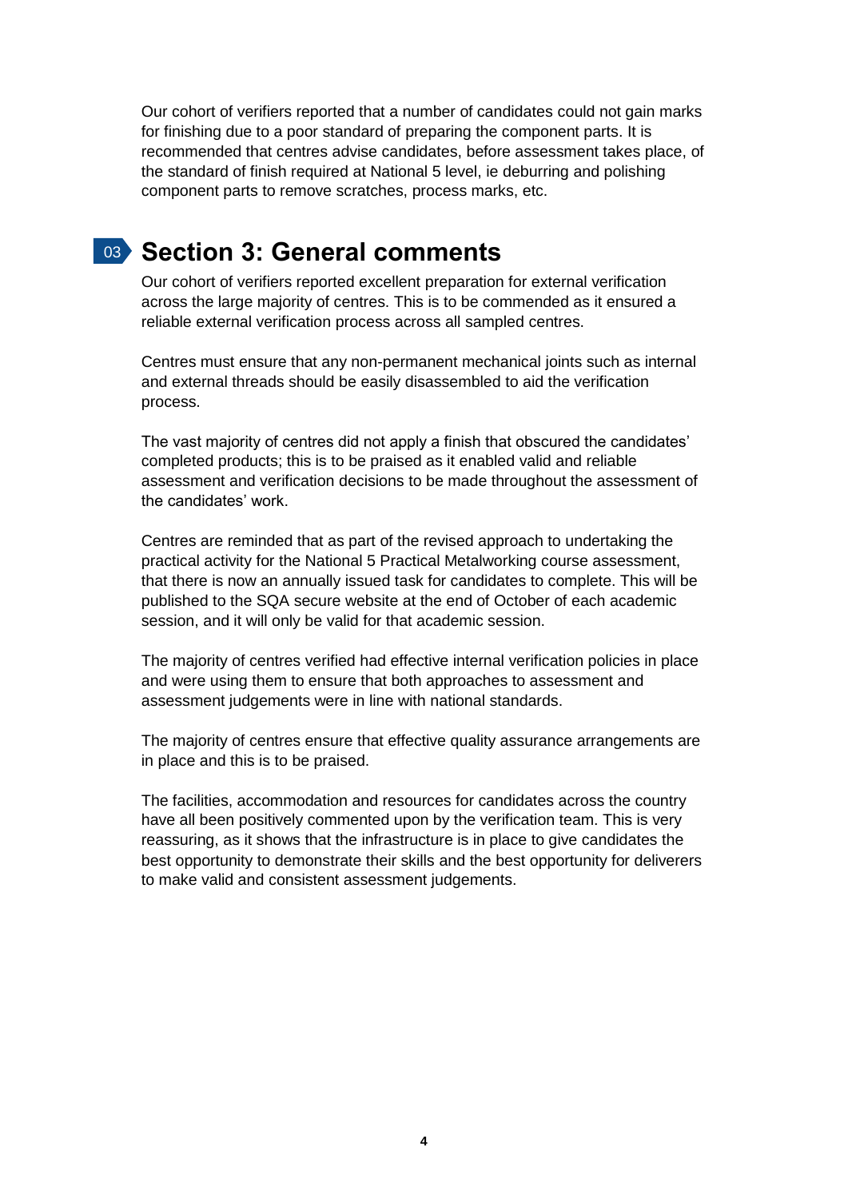Our cohort of verifiers reported that a number of candidates could not gain marks for finishing due to a poor standard of preparing the component parts. It is recommended that centres advise candidates, before assessment takes place, of the standard of finish required at National 5 level, ie deburring and polishing component parts to remove scratches, process marks, etc.

## Section 3: General comments

Our cohort of verifiers reported excellent preparation for external verification across the large majority of centres. This is to be commended as it ensured a reliable external verification process across all sampled centres.

Centres must ensure that any non-permanent mechanical joints such as internal and external threads should be easily disassembled to aid the verification process.

The vast majority of centres did not apply a finish that obscured the candidates' completed products; this is to be praised as it enabled valid and reliable assessment and verification decisions to be made throughout the assessment of the candidates' work.

Centres are reminded that as part of the revised approach to undertaking the practical activity for the National 5 Practical Metalworking course assessment, that there is now an annually issued task for candidates to complete. This will be published to the SQA secure website at the end of October of each academic session, and it will only be valid for that academic session.

The majority of centres verified had effective internal verification policies in place and were using them to ensure that both approaches to assessment and assessment judgements were in line with national standards.

The majority of centres ensure that effective quality assurance arrangements are in place and this is to be praised.

The facilities, accommodation and resources for candidates across the country have all been positively commented upon by the verification team. This is very reassuring, as it shows that the infrastructure is in place to give candidates the best opportunity to demonstrate their skills and the best opportunity for deliverers to make valid and consistent assessment judgements.